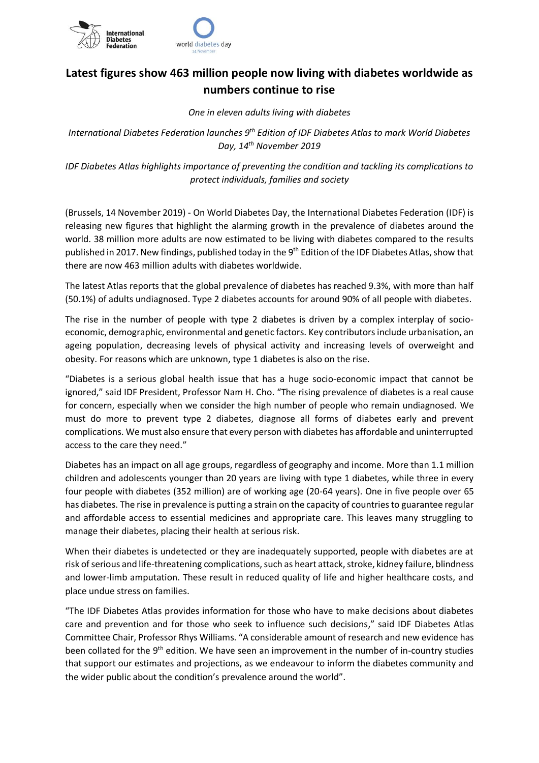# Latest figures show 463 million people now living with diabetes worldwide as numbers continue to rise

*One in eleven adults living with diabetes*

*International Diabetes Federation launches 9th Edition of IDF Diabetes Atlas to mark World Diabetes Day, 14th November 2019*

*IDF Diabetes Atlas highlights importance of preventing the condition and tackling its complications to protect individuals, families and society*

(Brussels, 14 November 2019) - On World Diabetes Day, the International Diabetes Federation (IDF) is releasing new figures that highlight the alarming growth in the prevalence of diabetes around the world. 38 million more adults are now estimated to be living with diabetes compared to the results published in 2017. New findings, published today in the 9th Edition of the IDF Diabetes Atlas, show that there are now 463 million adults with diabetes worldwide.

The latest Atlas reports that the global prevalence of diabetes has reached 9.3%, with more than half (50.1%) of adults undiagnosed. Type 2 diabetes accounts for around 90% of all people with diabetes.

The rise in the number of people with type 2 diabetes is driven by a complex interplay of socio-economic, demographic, environmental and genetic factors. Key contributors include urbanisation, an ageing population, decreasing levels of physical activity and increasing levels of overweight and obesity. For reasons which are unknown, type 1 diabetes is also on the rise.

"Diabetes is a serious global health issue that has a huge socio-economic impact that cannot be ignored," said IDF President, Professor Nam H. Cho. "The rising prevalence of diabetes is a real cause for concern, especially when we consider the high number of people who remain undiagnosed. We must do more to prevent type 2 diabetes, diagnose all forms of diabetes early and prevent complications. We must also ensure that every person with diabetes has affordable and uninterrupted access to the care they need."

Diabetes has an impact on all age groups, regardless of geography and income. More than 1.1 million children and adolescents younger than 20 years are living with type 1 diabetes, while three in every four people with diabetes (352 million) are of working age (20-64 years). One in five people over 65 has diabetes. The rise in prevalence is putting a strain on the capacity of countries to guarantee regular and affordable access to essential medicines and appropriate care. This leaves many struggling to manage their diabetes, placing their health at serious risk.

When their diabetes is undetected or they are inadequately supported, people with diabetes are at risk of serious and life-threatening complications, such as heart attack, stroke, kidney failure, blindness and lower-limb amputation. These result in reduced quality of life and higher healthcare costs, and place undue stress on families.

"The IDF Diabetes Atlas provides information for those who have to make decisions about diabetes care and prevention and for those who seek to influence such decisions," said IDF Diabetes Atlas Committee Chair, Professor Rhys Williams. "A considerable amount of research and new evidence has been collated for the 9th edition. We have seen an improvement in the number of in-country studies that support our estimates and projections, as we endeavour to inform the diabetes community and the wider public about the condition's prevalence around the world".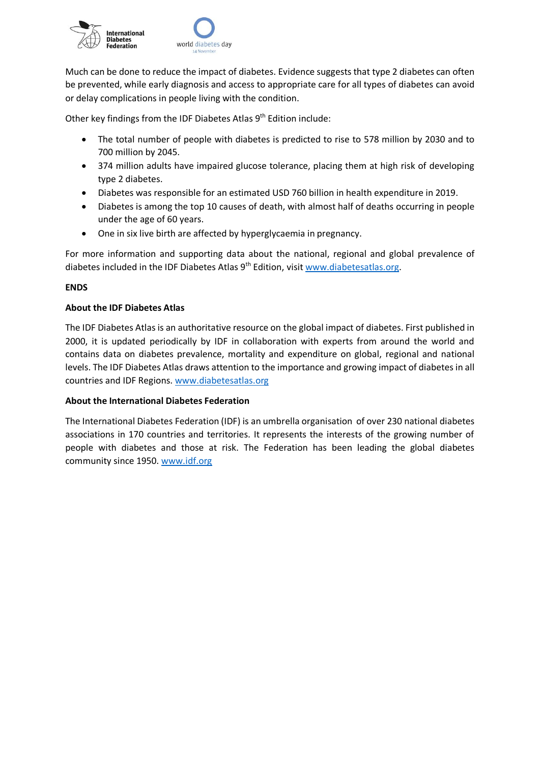Much can be done to reduce the impact of diabetes. Evidence suggests that type 2 diabetes can often be prevented, while early diagnosis and access to appropriate care for all types of diabetes can avoid or delay complications in people living with the condition.

Other key findings from the IDF Diabetes Atlas 9th Edition include:

- The total number of people with diabetes is predicted to rise to 578 million by 2030 and to 700 million by 2045.
- 374 million adults have impaired glucose tolerance, placing them at high risk of developing type 2 diabetes.
- Diabetes was responsible for an estimated USD 760 billion in health expenditure in 2019.
- Diabetes is among the top 10 causes of death, with almost half of deaths occurring in people under the age of 60 years.
- One in six live birth are affected by hyperglycaemia in pregnancy.

For more information and supporting data about the national, regional and global prevalence of diabetes included in the IDF Diabetes Atlas 9th Edition, visit www.diabetesatlas.org.

**ENDS**

**About the IDF Diabetes Atlas**

The IDF Diabetes Atlas is an authoritative resource on the global impact of diabetes. First published in 2000, it is updated periodically by IDF in collaboration with experts from around the world and contains data on diabetes prevalence, mortality and expenditure on global, regional and national levels. The IDF Diabetes Atlas draws attention to the importance and growing impact of diabetes in all countries and IDF Regions. www.diabetesatlas.org

**About the International Diabetes Federation**

The International Diabetes Federation (IDF) is an umbrella organisation of over 230 national diabetes associations in 170 countries and territories. It represents the interests of the growing number of people with diabetes and those at risk. The Federation has been leading the global diabetes community since 1950. www.idf.org